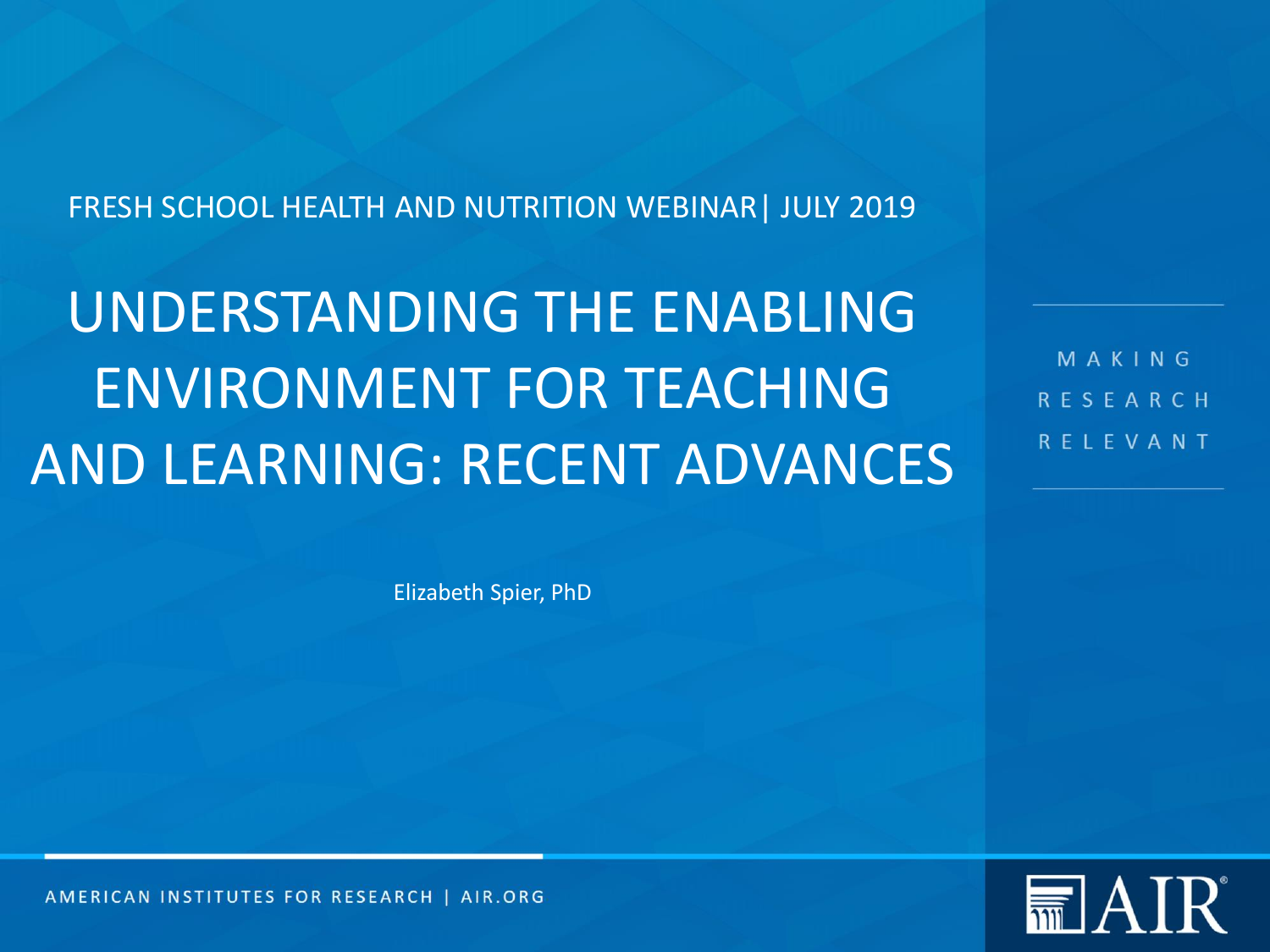FRESH SCHOOL HEALTH AND NUTRITION WEBINAR| JULY 2019

# UNDERSTANDING THE ENABLING ENVIRONMENT FOR TEACHING AND LEARNING: RECENT ADVANCES

Elizabeth Spier, PhD

MAKING RESEARCH RELEVANT

AMERICAN INSTITUTES FOR RESEARCH | AIR.ORG

AIR®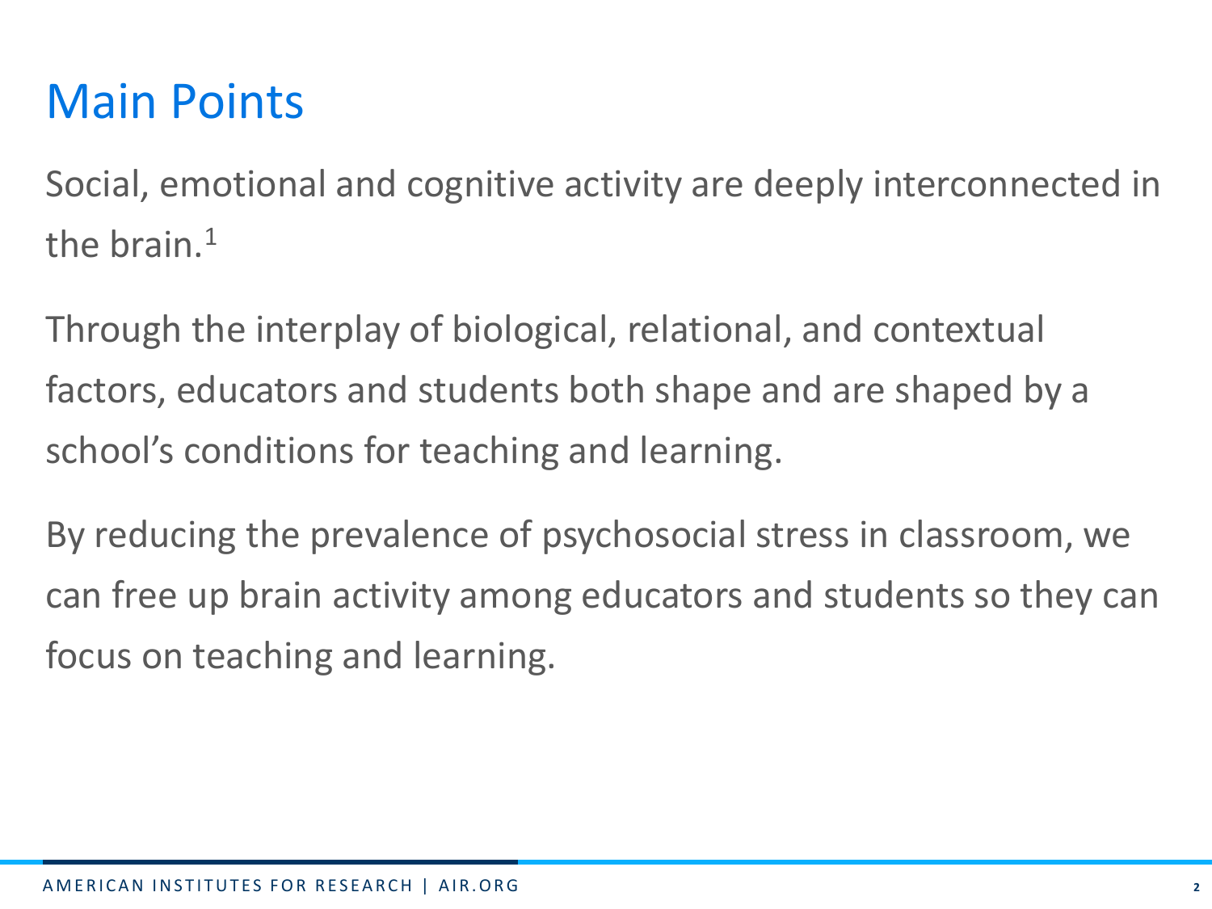# Main Points

Social, emotional and cognitive activity are deeply interconnected in the brain.[1]

Through the interplay of biological, relational, and contextual factors, educators and students both shape and are shaped by a school's conditions for teaching and learning.

By reducing the prevalence of psychosocial stress in classroom, we can free up brain activity among educators and students so they can focus on teaching and learning.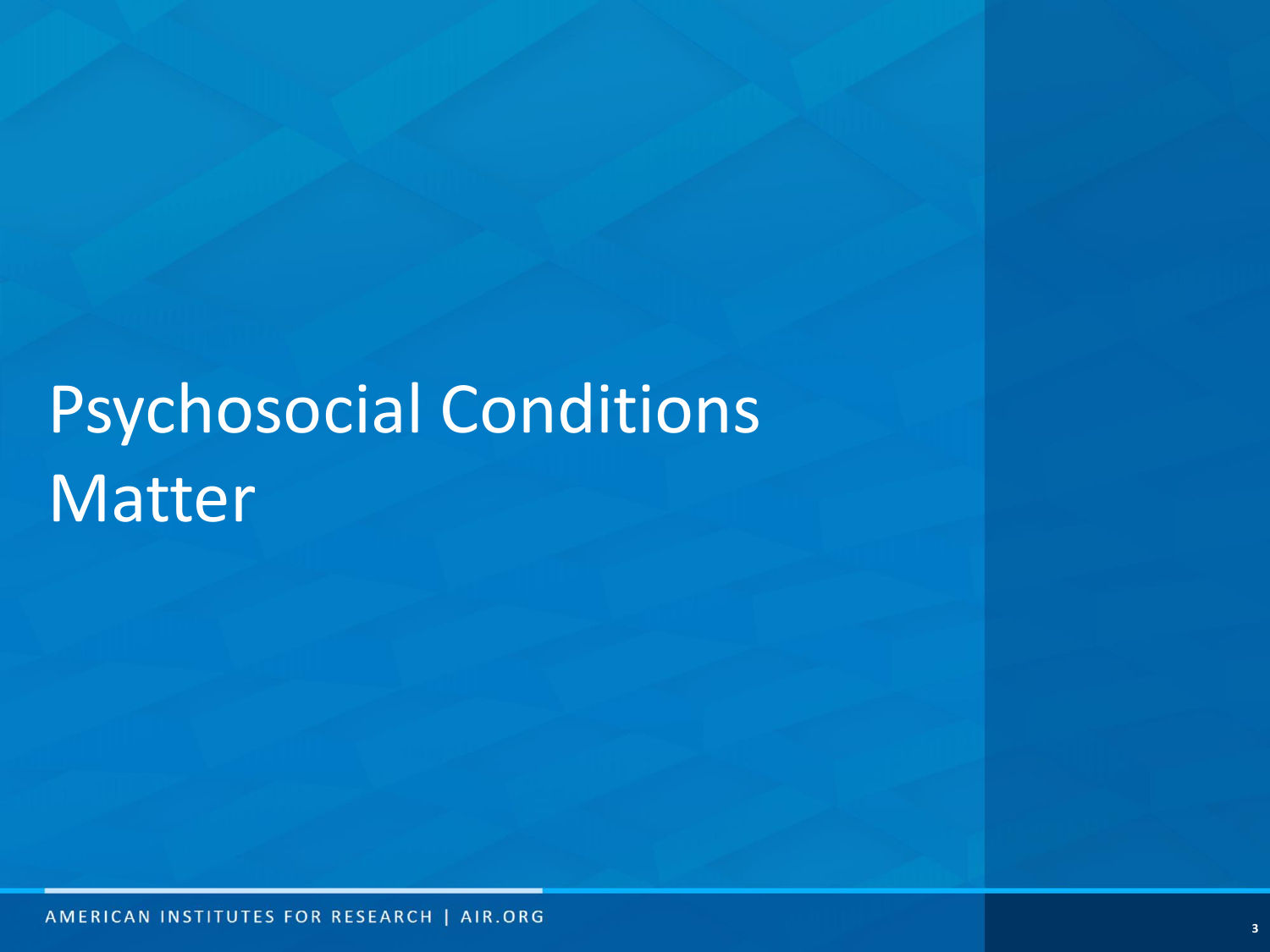# Psychosocial Conditions Matter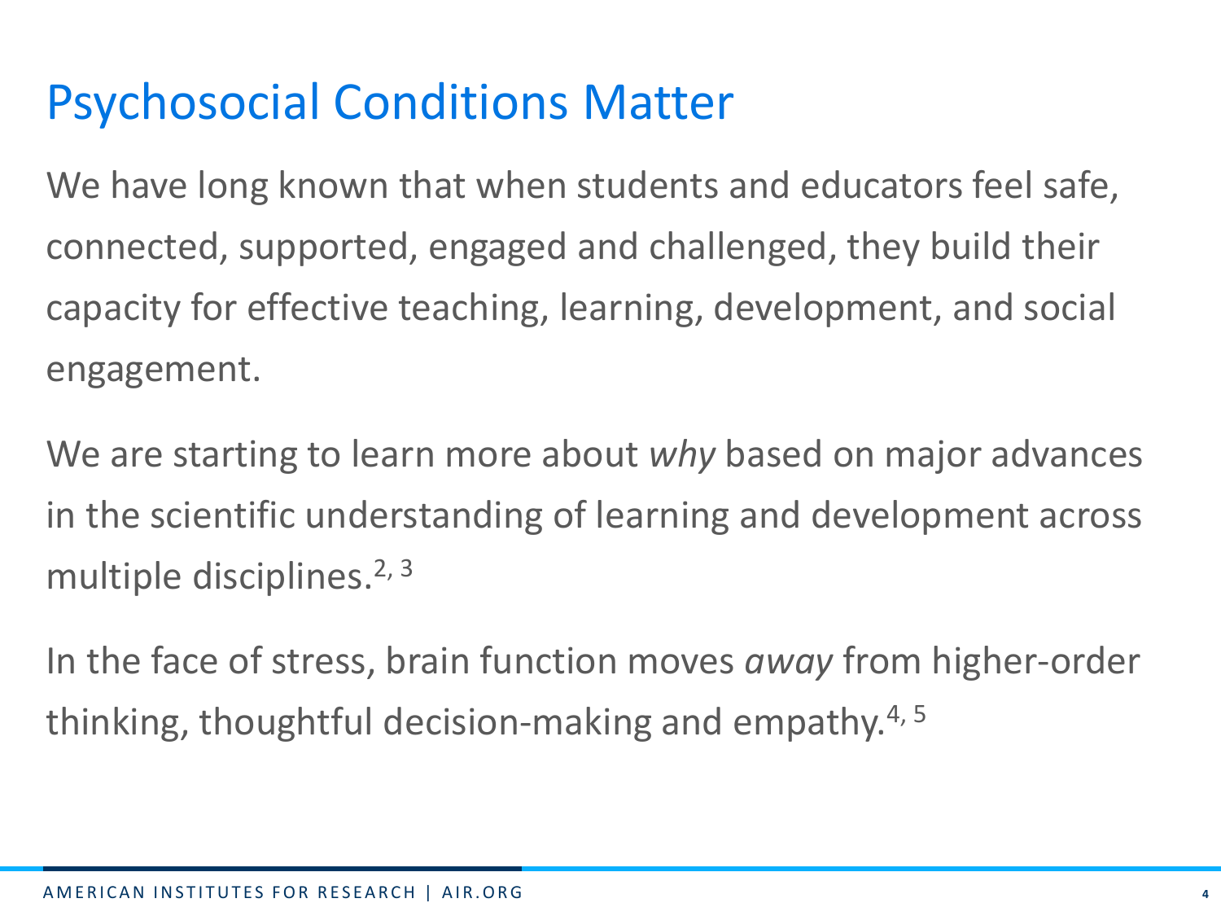# Psychosocial Conditions Matter

We have long known that when students and educators feel safe, connected, supported, engaged and challenged, they build their capacity for effective teaching, learning, development, and social engagement.

We are starting to learn more about *why* based on major advances in the scientific understanding of learning and development across multiple disciplines.[2, 3]

In the face of stress, brain function moves *away* from higher-order thinking, thoughtful decision-making and empathy.[4, 5]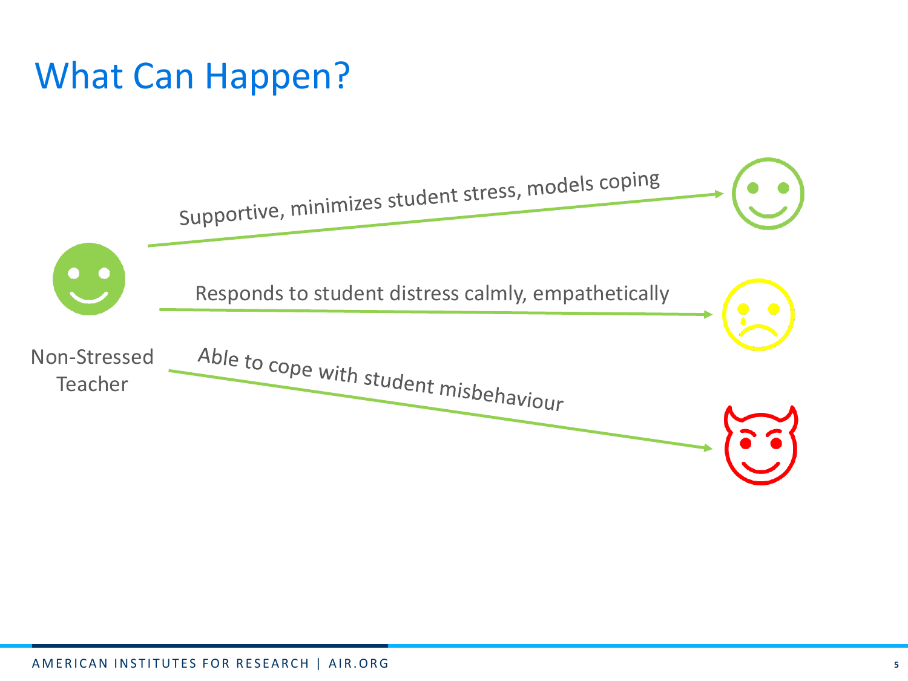# What Can Happen?

Non-Stressed Teacher

- Supportive, minimizes student stress, models coping
- Responds to student distress calmly, empathetically
- *Able to cope with student misbehaviour*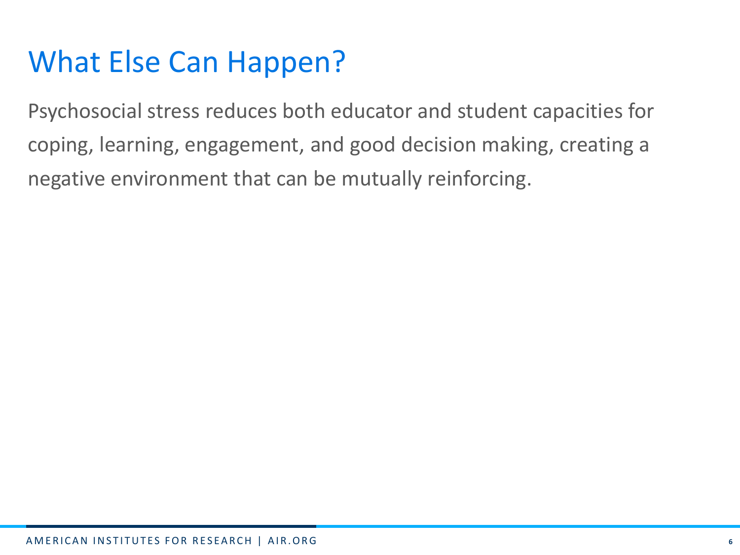# What Else Can Happen?

Psychosocial stress reduces both educator and student capacities for coping, learning, engagement, and good decision making, creating a negative environment that can be mutually reinforcing.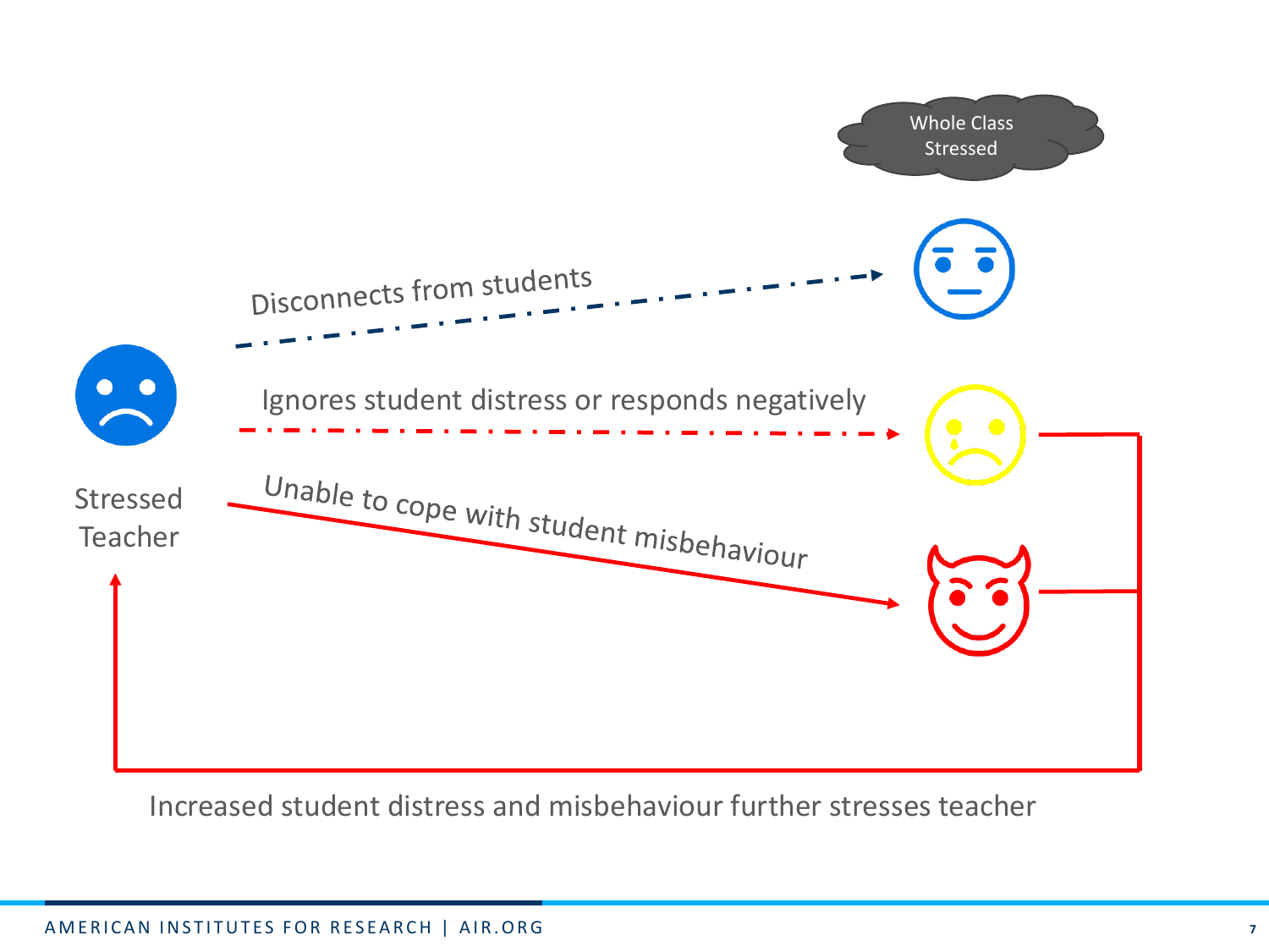Whole Class Stressed

Disconnects from students

Ignores student distress or responds negatively

Stressed Teacher

Unable to cope with student misbehaviour

Increased student distress and misbehaviour further stresses teacher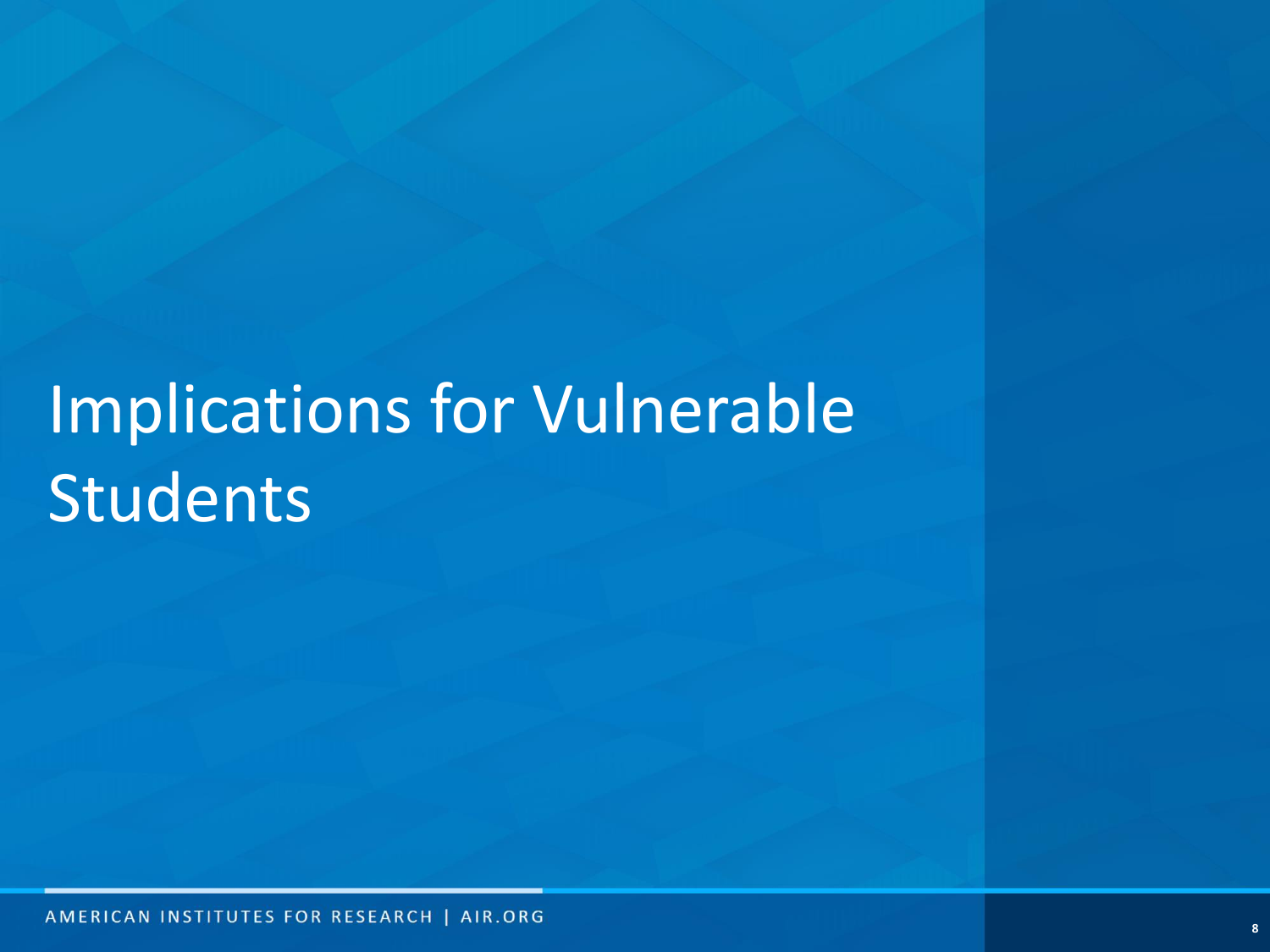# Implications for Vulnerable Students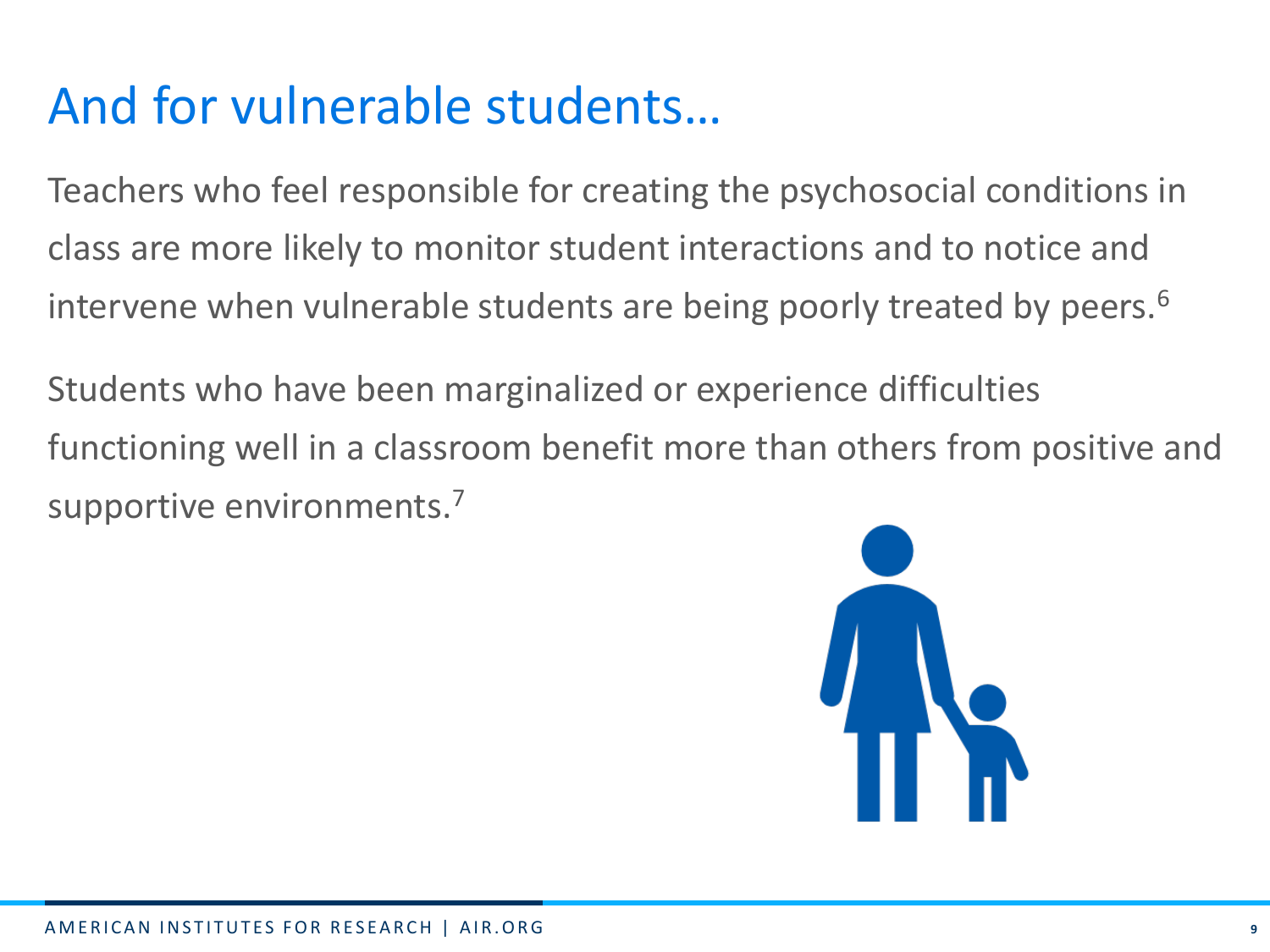# And for vulnerable students…

Teachers who feel responsible for creating the psychosocial conditions in class are more likely to monitor student interactions and to notice and intervene when vulnerable students are being poorly treated by peers.[6]

Students who have been marginalized or experience difficulties functioning well in a classroom benefit more than others from positive and supportive environments.[7]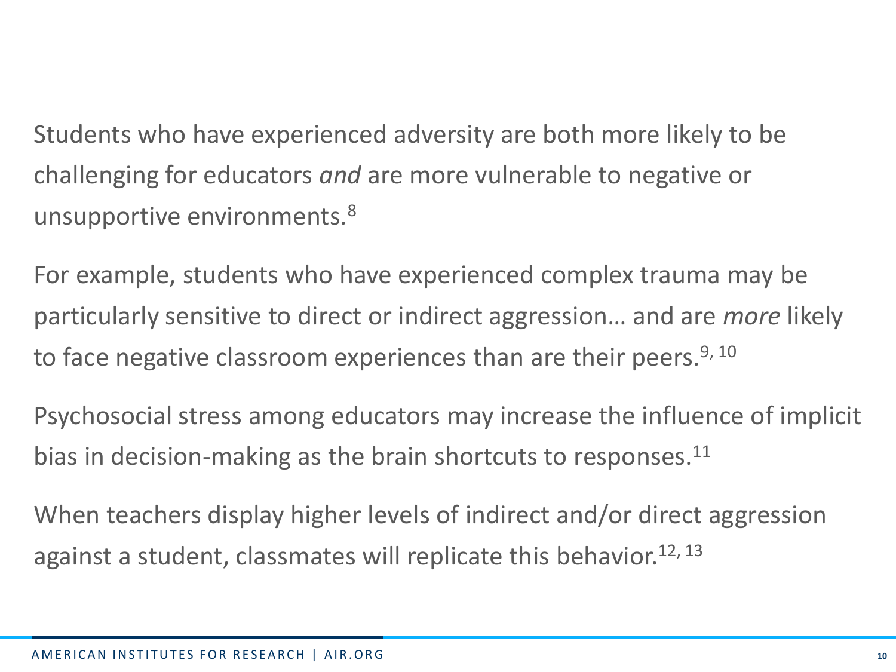Students who have experienced adversity are both more likely to be challenging for educators *and* are more vulnerable to negative or unsupportive environments.[8]

For example, students who have experienced complex trauma may be particularly sensitive to direct or indirect aggression… and are *more* likely to face negative classroom experiences than are their peers.[9, 10]

Psychosocial stress among educators may increase the influence of implicit bias in decision-making as the brain shortcuts to responses.[11]

When teachers display higher levels of indirect and/or direct aggression against a student, classmates will replicate this behavior.[12, 13]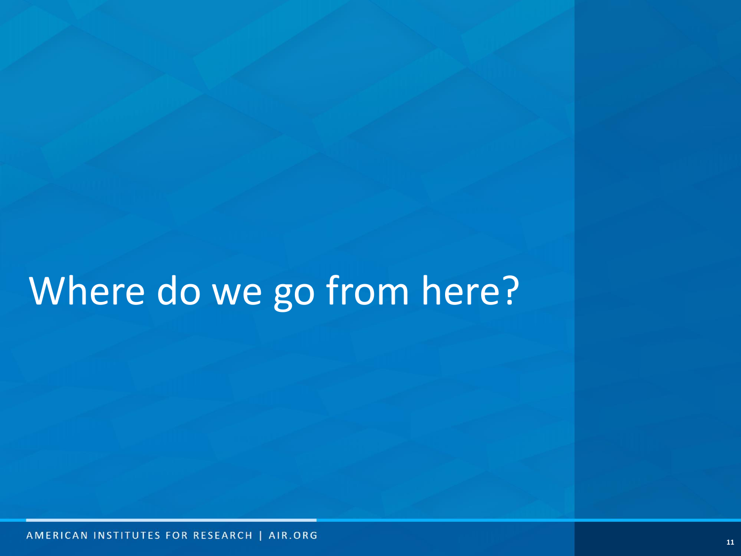# Where do we go from here?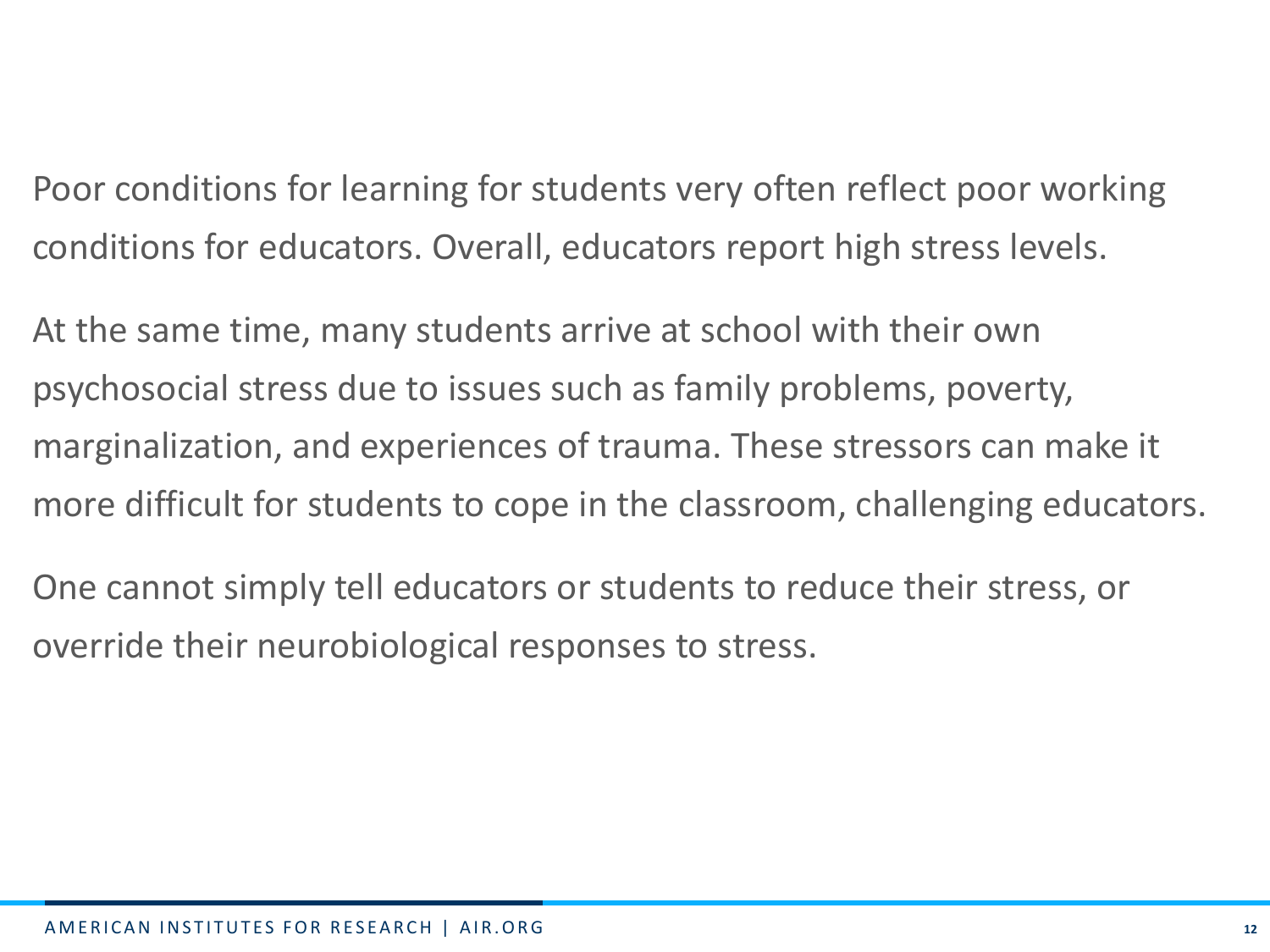Poor conditions for learning for students very often reflect poor working conditions for educators. Overall, educators report high stress levels.

At the same time, many students arrive at school with their own psychosocial stress due to issues such as family problems, poverty, marginalization, and experiences of trauma. These stressors can make it more difficult for students to cope in the classroom, challenging educators.

One cannot simply tell educators or students to reduce their stress, or override their neurobiological responses to stress.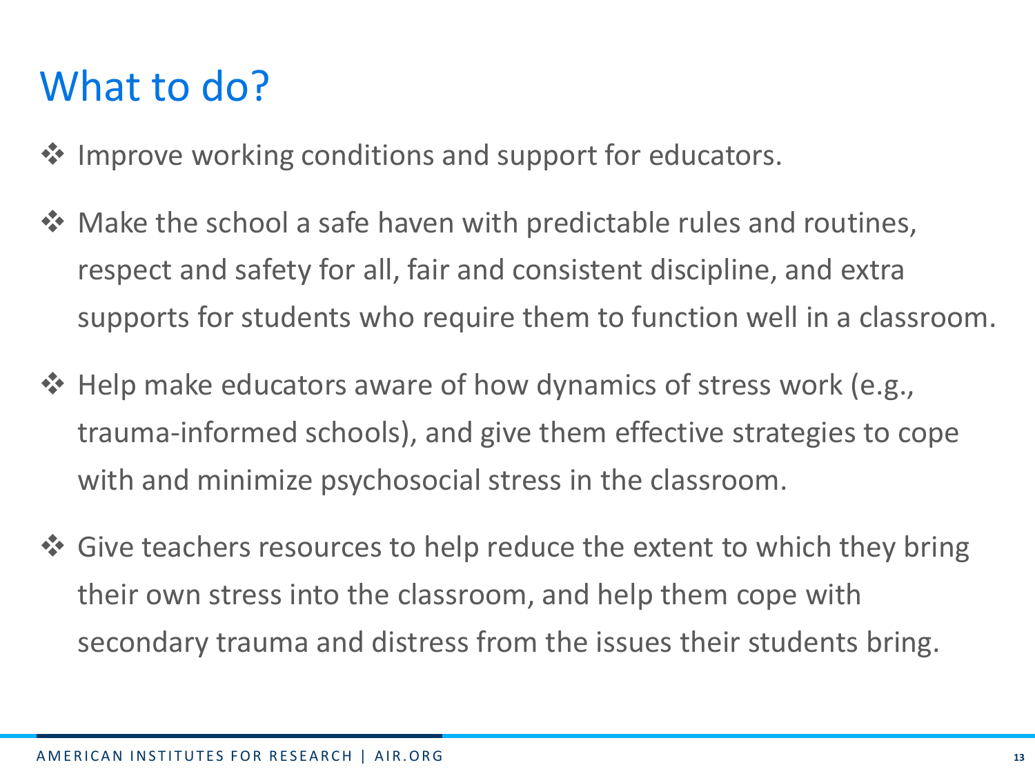# What to do?

- Improve working conditions and support for educators.
- Make the school a safe haven with predictable rules and routines, respect and safety for all, fair and consistent discipline, and extra supports for students who require them to function well in a classroom.
- Help make educators aware of how dynamics of stress work (e.g., trauma-informed schools), and give them effective strategies to cope with and minimize psychosocial stress in the classroom.
- Give teachers resources to help reduce the extent to which they bring their own stress into the classroom, and help them cope with secondary trauma and distress from the issues their students bring.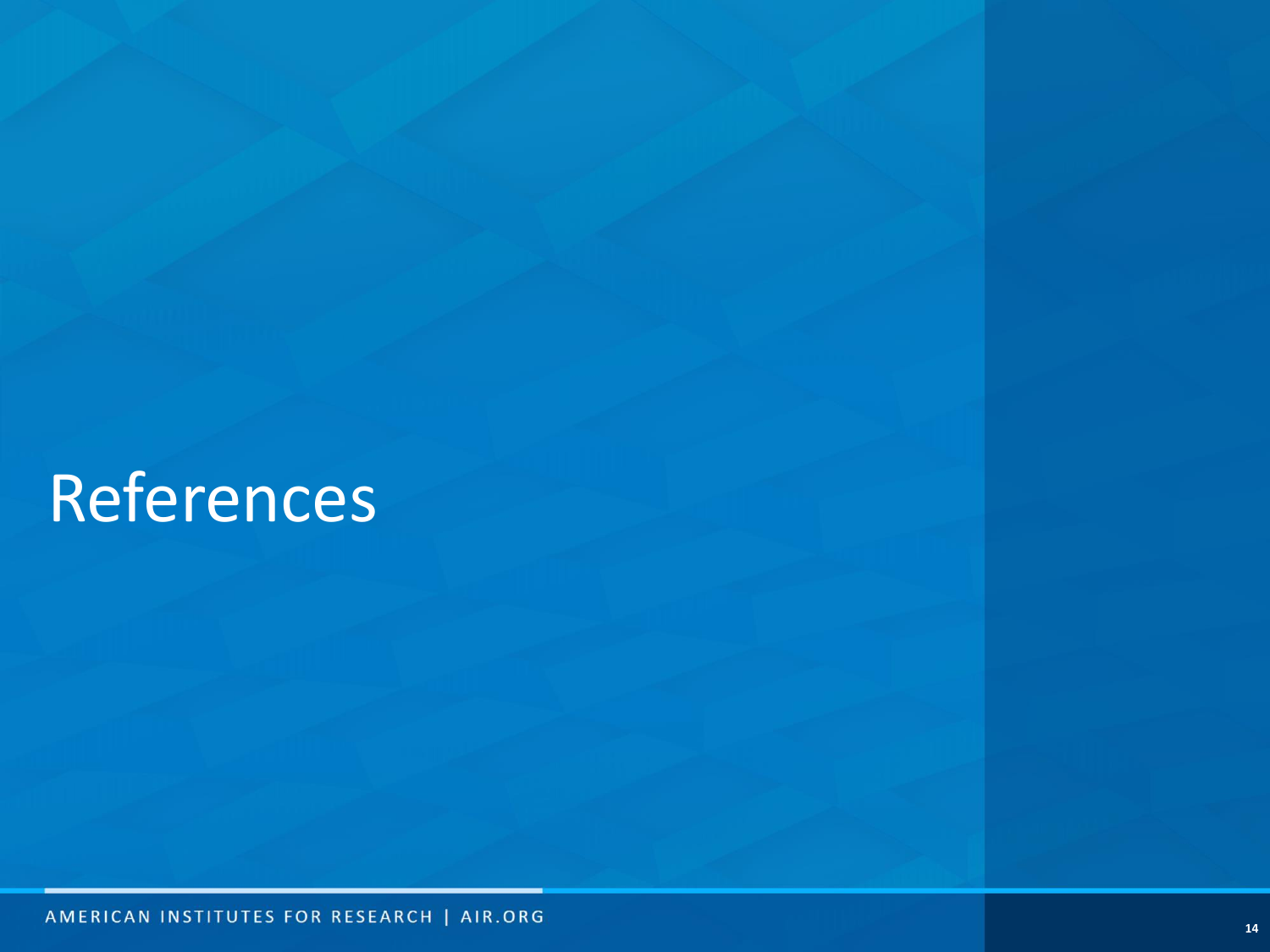# References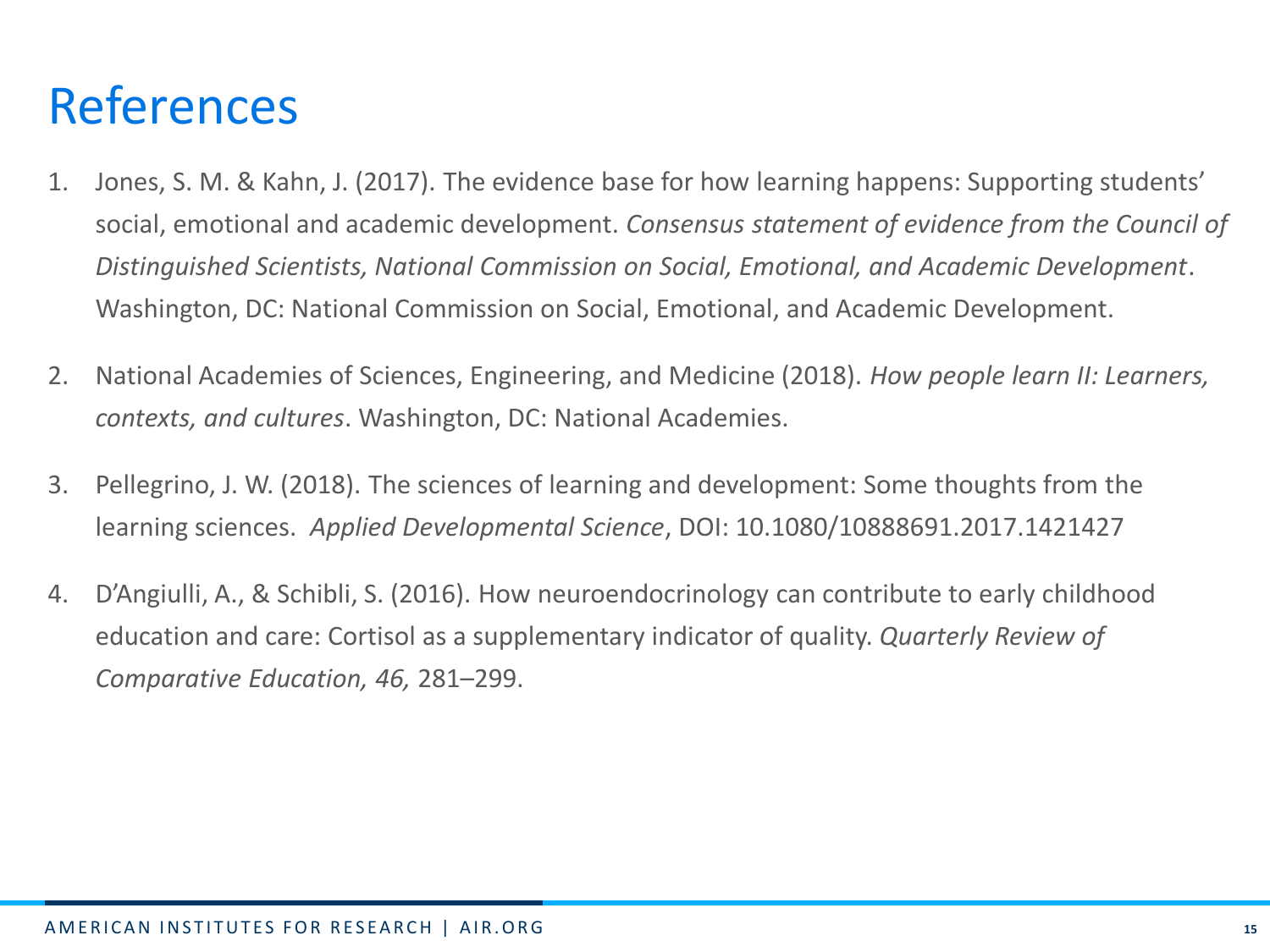# References

1. Jones, S. M. & Kahn, J. (2017). The evidence base for how learning happens: Supporting students' social, emotional and academic development. *Consensus statement of evidence from the Council of Distinguished Scientists, National Commission on Social, Emotional, and Academic Development*. Washington, DC: National Commission on Social, Emotional, and Academic Development.

2. National Academies of Sciences, Engineering, and Medicine (2018). *How people learn II: Learners, contexts, and cultures*. Washington, DC: National Academies.

3. Pellegrino, J. W. (2018). The sciences of learning and development: Some thoughts from the learning sciences. *Applied Developmental Science*, DOI: 10.1080/10888691.2017.1421427

4. D'Angiulli, A., & Schibli, S. (2016). How neuroendocrinology can contribute to early childhood education and care: Cortisol as a supplementary indicator of quality. *Quarterly Review of Comparative Education, 46,* 281–299.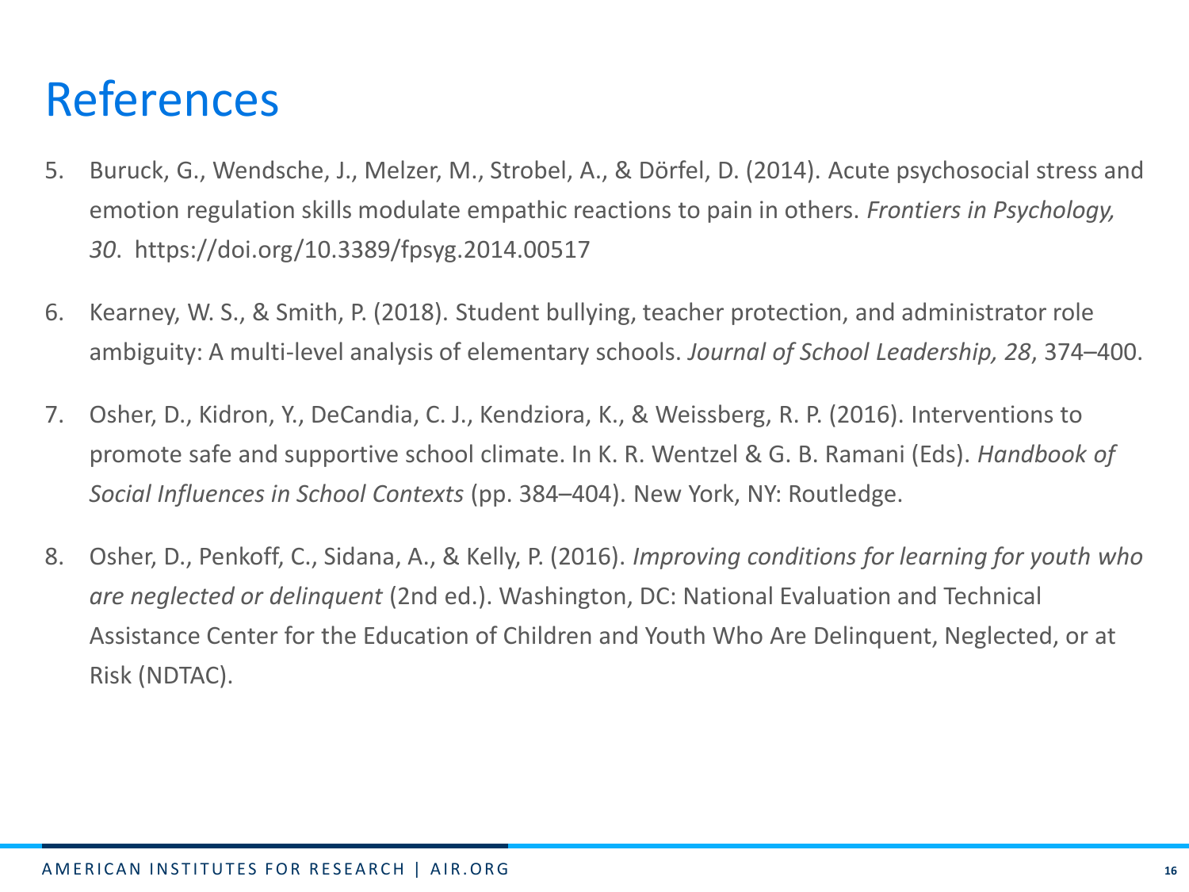# References

5. Buruck, G., Wendsche, J., Melzer, M., Strobel, A., & Dörfel, D. (2014). Acute psychosocial stress and emotion regulation skills modulate empathic reactions to pain in others. *Frontiers in Psychology, 30*. https://doi.org/10.3389/fpsyg.2014.00517

6. Kearney, W. S., & Smith, P. (2018). Student bullying, teacher protection, and administrator role ambiguity: A multi-level analysis of elementary schools. *Journal of School Leadership, 28*, 374–400.

7. Osher, D., Kidron, Y., DeCandia, C. J., Kendziora, K., & Weissberg, R. P. (2016). Interventions to promote safe and supportive school climate. In K. R. Wentzel & G. B. Ramani (Eds). *Handbook of Social Influences in School Contexts* (pp. 384–404). New York, NY: Routledge.

8. Osher, D., Penkoff, C., Sidana, A., & Kelly, P. (2016). *Improving conditions for learning for youth who are neglected or delinquent* (2nd ed.). Washington, DC: National Evaluation and Technical Assistance Center for the Education of Children and Youth Who Are Delinquent, Neglected, or at Risk (NDTAC).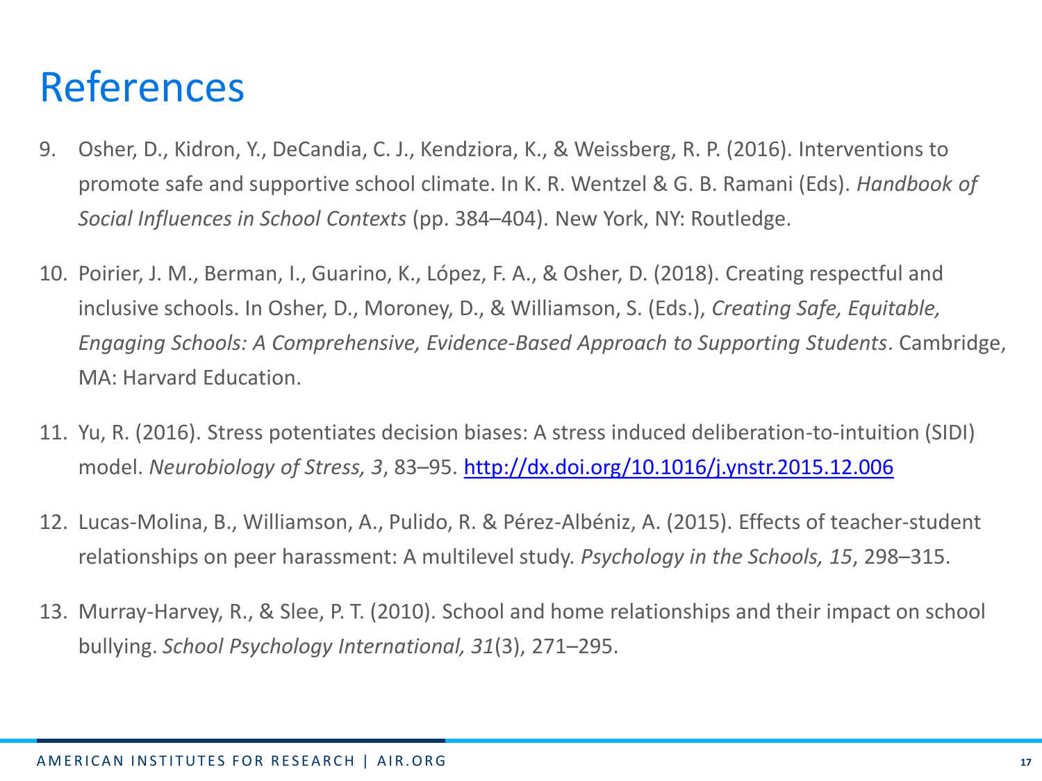# References

9. Osher, D., Kidron, Y., DeCandia, C. J., Kendziora, K., & Weissberg, R. P. (2016). Interventions to promote safe and supportive school climate. In K. R. Wentzel & G. B. Ramani (Eds). *Handbook of Social Influences in School Contexts* (pp. 384–404). New York, NY: Routledge.

10. Poirier, J. M., Berman, I., Guarino, K., López, F. A., & Osher, D. (2018). Creating respectful and inclusive schools. In Osher, D., Moroney, D., & Williamson, S. (Eds.), *Creating Safe, Equitable, Engaging Schools: A Comprehensive, Evidence-Based Approach to Supporting Students*. Cambridge, MA: Harvard Education.

11. Yu, R. (2016). Stress potentiates decision biases: A stress induced deliberation-to-intuition (SIDI) model. *Neurobiology of Stress, 3*, 83–95. [http://dx.doi.org/10.1016/j.ynstr.2015.12.006](http://dx.doi.org/10.1016/j.ynstr.2015.12.006)

12. Lucas-Molina, B., Williamson, A., Pulido, R. & Pérez-Albéniz, A. (2015). Effects of teacher-student relationships on peer harassment: A multilevel study. *Psychology in the Schools, 15*, 298–315.

13. Murray-Harvey, R., & Slee, P. T. (2010). School and home relationships and their impact on school bullying. *School Psychology International, 31*(3), 271–295.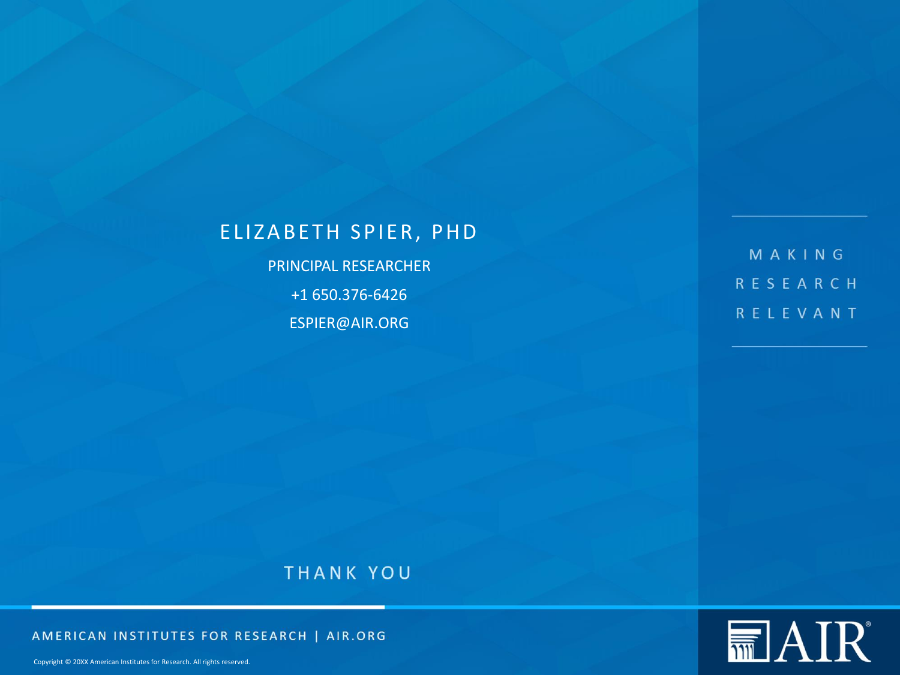ELIZABETH SPIER, PHD

PRINCIPAL RESEARCHER

+1 650.376-6426

ESPIER@AIR.ORG

MAKING RESEARCH RELEVANT

THANK YOU

AMERICAN INSTITUTES FOR RESEARCH | AIR.ORG

Copyright © 20XX American Institutes for Research. All rights reserved.